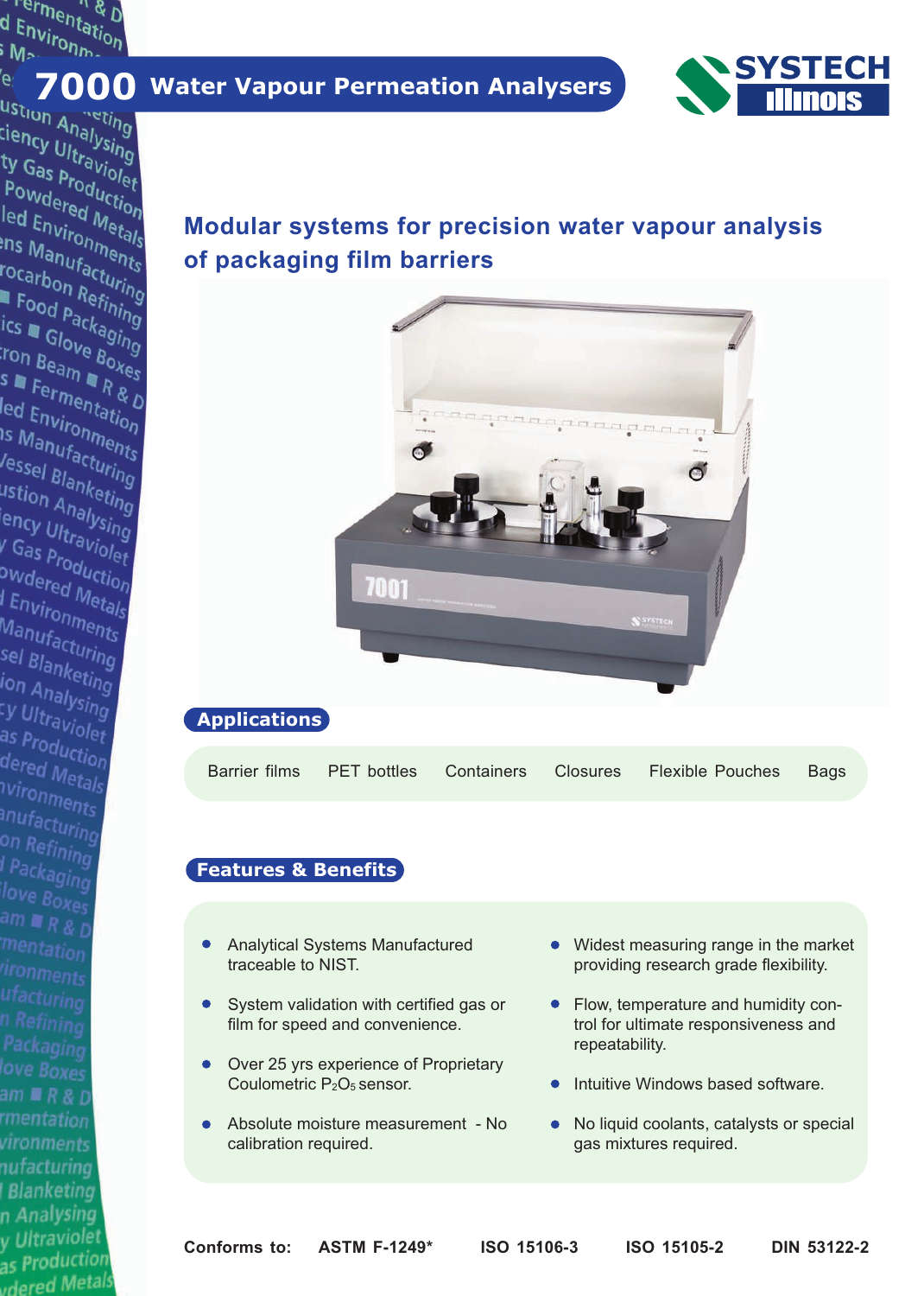# 7000 Water Vapour Permeation Analysers

SYSTECH Illinois

## Modular systems for precision water vapour analysis of packaging film barriers

## Applications

Barrier films | PET bottles | Containers | Closures | Flexible Pouches | Bags

## Features & Benefits

- Analytical Systems Manufactured traceable to NIST.
- System validation with certified gas or film for speed and convenience.
- Over 25 yrs experience of Proprietary Coulometric $P_2O_5$ sensor.
- Absolute moisture measurement - No calibration required.
- Widest measuring range in the market providing research grade flexibility.
- Flow, temperature and humidity control for ultimate responsiveness and repeatability.
- Intuitive Windows based software.
- No liquid coolants, catalysts or special gas mixtures required.

**Conforms to:** **ASTM F-1249*** **ISO 15106-3** **ISO 15105-2** **DIN 53122-2**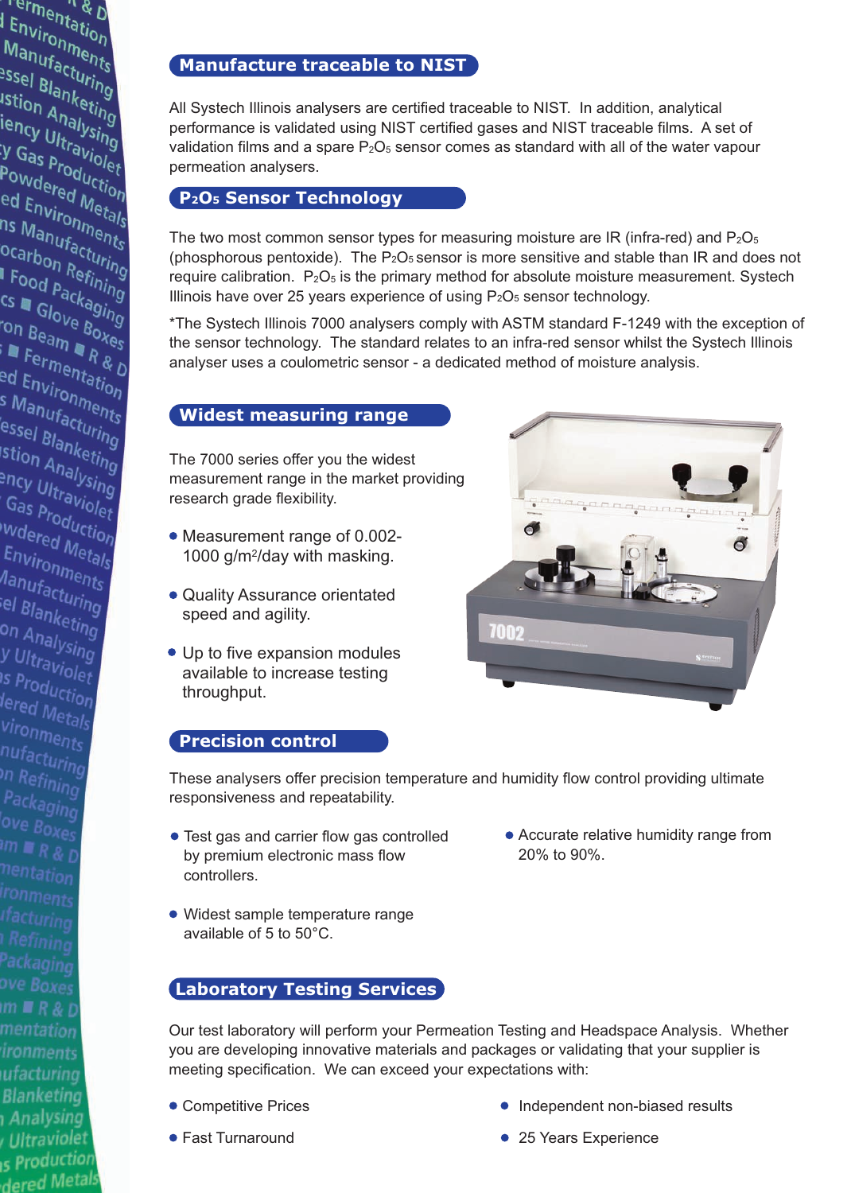## Manufacture traceable to NIST

All Systech Illinois analysers are certified traceable to NIST. In addition, analytical performance is validated using NIST certified gases and NIST traceable films. A set of validation films and a spare $P_2O_5$ sensor comes as standard with all of the water vapour permeation analysers.

## $P_2O_5$ Sensor Technology

The two most common sensor types for measuring moisture are IR (infra-red) and $P_2O_5$ (phosphorous pentoxide). The $P_2O_5$ sensor is more sensitive and stable than IR and does not require calibration. $P_2O_5$ is the primary method for absolute moisture measurement. Systech Illinois have over 25 years experience of using $P_2O_5$ sensor technology.

*The Systech Illinois 7000 analysers comply with ASTM standard F-1249 with the exception of the sensor technology. The standard relates to an infra-red sensor whilst the Systech Illinois analyser uses a coulometric sensor - a dedicated method of moisture analysis.

## Widest measuring range

The 7000 series offer you the widest measurement range in the market providing research grade flexibility.

- Measurement range of 0.002-1000 g/m²/day with masking.
- Quality Assurance orientated speed and agility.
- Up to five expansion modules available to increase testing throughput.

## Precision control

These analysers offer precision temperature and humidity flow control providing ultimate responsiveness and repeatability.

- Test gas and carrier flow gas controlled by premium electronic mass flow controllers.
- Widest sample temperature range available of 5 to 50°C.
- Accurate relative humidity range from 20% to 90%.

## Laboratory Testing Services

Our test laboratory will perform your Permeation Testing and Headspace Analysis. Whether you are developing innovative materials and packages or validating that your supplier is meeting specification. We can exceed your expectations with:

- Competitive Prices
- Fast Turnaround
- Independent non-biased results
- 25 Years Experience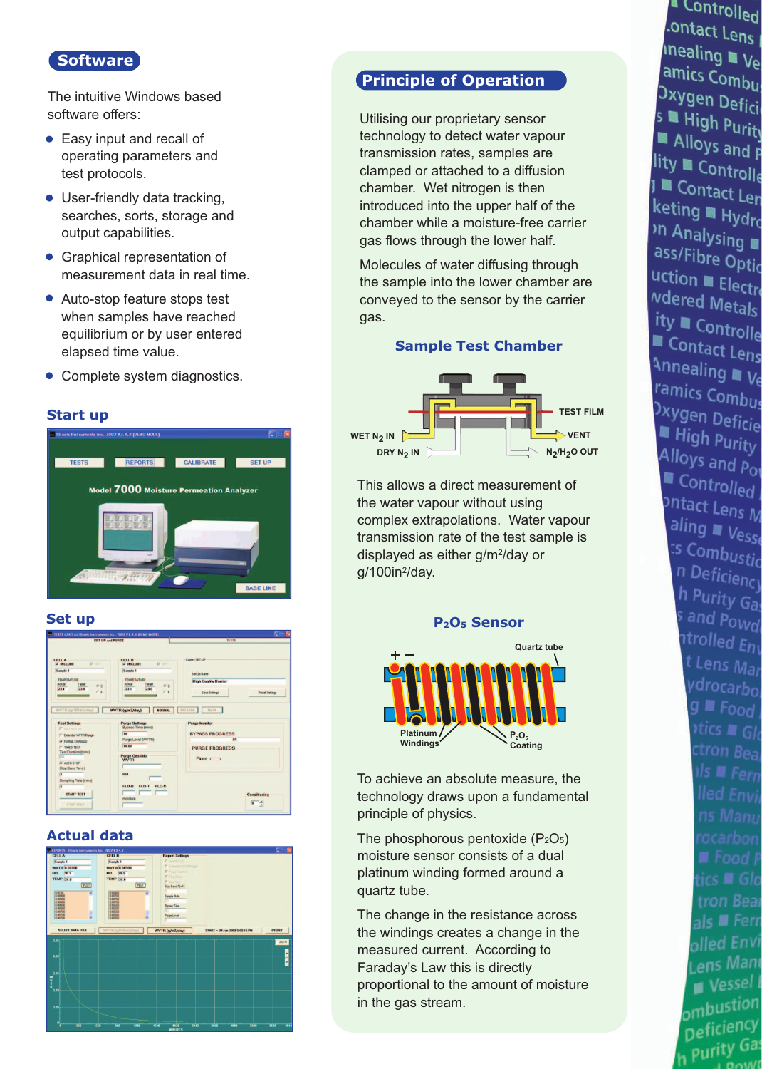## Software

The intuitive Windows based software offers:

- Easy input and recall of operating parameters and test protocols.
- User-friendly data tracking, searches, sorts, storage and output capabilities.
- Graphical representation of measurement data in real time.
- Auto-stop feature stops test when samples have reached equilibrium or by user entered elapsed time value.
- Complete system diagnostics.

### Start up

### Set up

### Actual data

## Principle of Operation

Utilising our proprietary sensor technology to detect water vapour transmission rates, samples are clamped or attached to a diffusion chamber. Wet nitrogen is then introduced into the upper half of the chamber while a moisture-free carrier gas flows through the lower half.

Molecules of water diffusing through the sample into the lower chamber are conveyed to the sensor by the carrier gas.

### Sample Test Chamber

TEST FILM

WET $N_2$ IN

VENT

DRY $N_2$ IN

$N_2/H_2O$ OUT

This allows a direct measurement of the water vapour without using complex extrapolations. Water vapour transmission rate of the test sample is displayed as either g/m$^2$/day or g/100in$^2$/day.

### $P_2O_5$ Sensor

Quartz tube

Platinum Windings

$P_2O_5$ Coating

To achieve an absolute measure, the technology draws upon a fundamental principle of physics.

The phosphorous pentoxide ($P_2O_5$) moisture sensor consists of a dual platinum winding formed around a quartz tube.

The change in the resistance across the windings creates a change in the measured current. According to Faraday's Law this is directly proportional to the amount of moisture in the gas stream.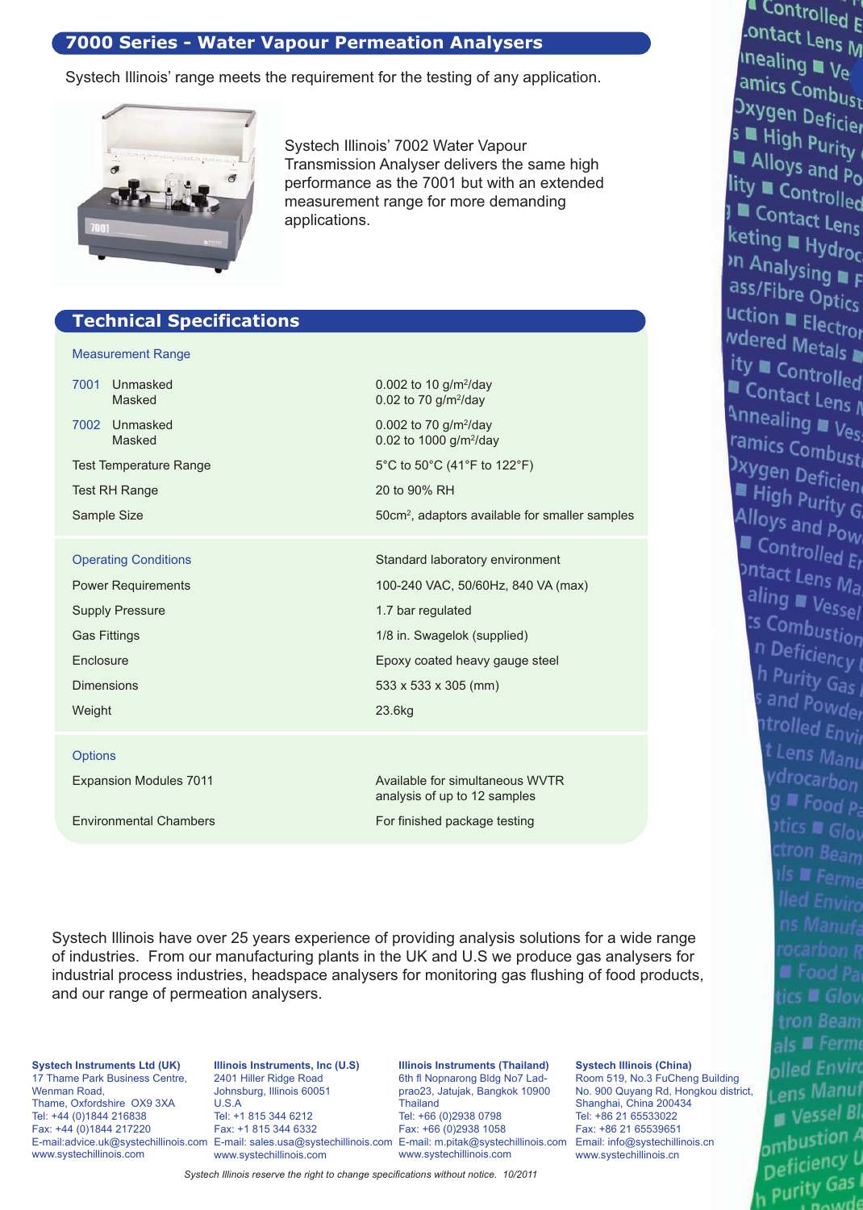## 7000 Series - Water Vapour Permeation Analysers

Systech Illinois' range meets the requirement for the testing of any application.

Systech Illinois' 7002 Water Vapour Transmission Analyser delivers the same high performance as the 7001 but with an extended measurement range for more demanding applications.

## Technical Specifications

| | |
|---|---|
| **Measurement Range** | |
| 7001 Unmasked | 0.002 to 10 g/m$^2$/day |
| 7001 Masked | 0.02 to 70 g/m$^2$/day |
| 7002 Unmasked | 0.002 to 70 g/m$^2$/day |
| 7002 Masked | 0.02 to 1000 g/m$^2$/day |
| Test Temperature Range | 5°C to 50°C (41°F to 122°F) |
| Test RH Range | 20 to 90% RH |
| Sample Size | 50cm$^2$, adaptors available for smaller samples |
| **Operating Conditions** | Standard laboratory environment |
| Power Requirements | 100-240 VAC, 50/60Hz, 840 VA (max) |
| Supply Pressure | 1.7 bar regulated |
| Gas Fittings | 1/8 in. Swagelok (supplied) |
| Enclosure | Epoxy coated heavy gauge steel |
| Dimensions | 533 x 533 x 305 (mm) |
| Weight | 23.6kg |
| **Options** | |
| Expansion Modules 7011 | Available for simultaneous WVTR analysis of up to 12 samples |
| Environmental Chambers | For finished package testing |

Systech Illinois have over 25 years experience of providing analysis solutions for a wide range of industries. From our manufacturing plants in the UK and U.S we produce gas analysers for industrial process industries, headspace analysers for monitoring gas flushing of food products, and our range of permeation analysers.

**Systech Instruments Ltd (UK)**
17 Thame Park Business Centre, Wenman Road,
Thame, Oxfordshire OX9 3XA
Tel: +44 (0)1844 216838
Fax: +44 (0)1844 217220
E-mail:advice.uk@systechillinois.com
www.systechillinois.com

**Illinois Instruments, Inc (U.S)**
2401 Hiller Ridge Road
Johnsburg, Illinois 60051
U.S.A
Tel: +1 815 344 6212
Fax: +1 815 344 6332
E-mail: sales.usa@systechillinois.com
www.systechillinois.com

**Illinois Instruments (Thailand)**
6th fl Nopnarong Bldg No7 Ladprao23, Jatujak, Bangkok 10900
Thailand
Tel: +66 (0)2938 0798
Fax: +66 (0)2938 1058
E-mail: m.pitak@systechillinois.com
www.systechillinois.com

**Systech Illinois (China)**
Room 519, No.3 FuCheng Building
No. 900 Quyang Rd, Hongkou district,
Shanghai, China 200434
Tel: +86 21 65533022
Fax: +86 21 65539651
Email: info@systechillinois.cn
www.systechillinois.cn

*Systech Illinois reserve the right to change specifications without notice. 10/2011*